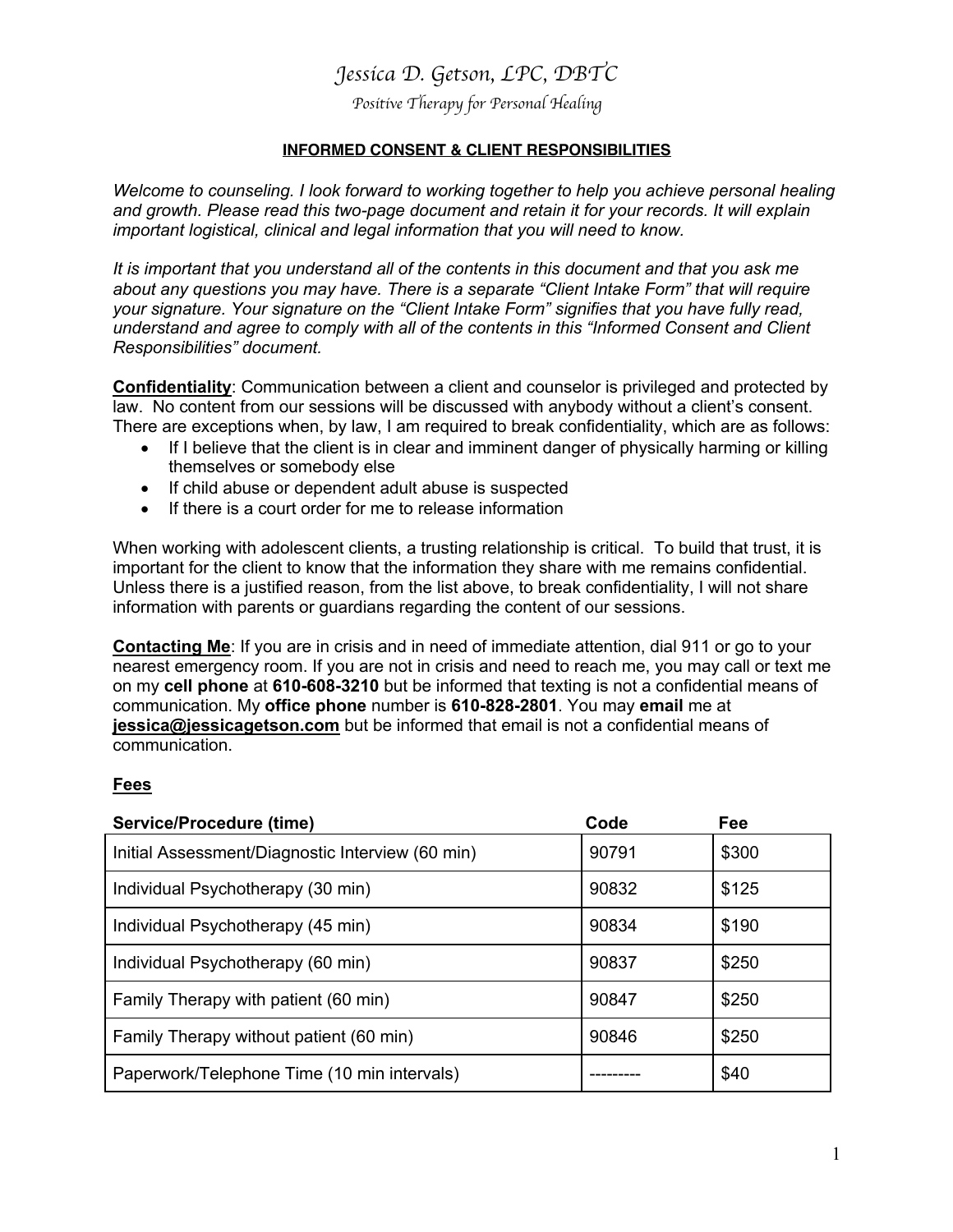# Jessica D. Getson, LPC, DBTC

*Positive Therapy for Personal Healing*

## INFORMED CONSENT & CLIENT RESPONSIBILITIES

*Welcome to counseling. I look forward to working together to help you achieve personal healing and growth. Please read this two-page document and retain it for your records. It will explain important logistical, clinical and legal information that you will need to know.*

*It is important that you understand all of the contents in this document and that you ask me about any questions you may have. There is a separate "Client Intake Form" that will require your signature. Your signature on the "Client Intake Form" signifies that you have fully read, understand and agree to comply with all of the contents in this "Informed Consent and Client Responsibilities" document.*

**Confidentiality**: Communication between a client and counselor is privileged and protected by law. No content from our sessions will be discussed with anybody without a client's consent. There are exceptions when, by law, I am required to break confidentiality, which are as follows:

- If I believe that the client is in clear and imminent danger of physically harming or killing themselves or somebody else
- If child abuse or dependent adult abuse is suspected
- If there is a court order for me to release information

When working with adolescent clients, a trusting relationship is critical. To build that trust, it is important for the client to know that the information they share with me remains confidential. Unless there is a justified reason, from the list above, to break confidentiality, I will not share information with parents or guardians regarding the content of our sessions.

**Contacting Me**: If you are in crisis and in need of immediate attention, dial 911 or go to your nearest emergency room. If you are not in crisis and need to reach me, you may call or text me on my **cell phone** at **610-608-3210** but be informed that texting is not a confidential means of communication. My **office phone** number is **610-828-2801**. You may **email** me at **jessica@jessicagetson.com** but be informed that email is not a confidential means of communication.

**Fees**

| Service/Procedure (time) | Code | Fee |
|---|---|---|
| Initial Assessment/Diagnostic Interview (60 min) | 90791 | $300 |
| Individual Psychotherapy (30 min) | 90832 | $125 |
| Individual Psychotherapy (45 min) | 90834 | $190 |
| Individual Psychotherapy (60 min) | 90837 | $250 |
| Family Therapy with patient (60 min) | 90847 | $250 |
| Family Therapy without patient (60 min) | 90846 | $250 |
| Paperwork/Telephone Time (10 min intervals) | --------- | $40 |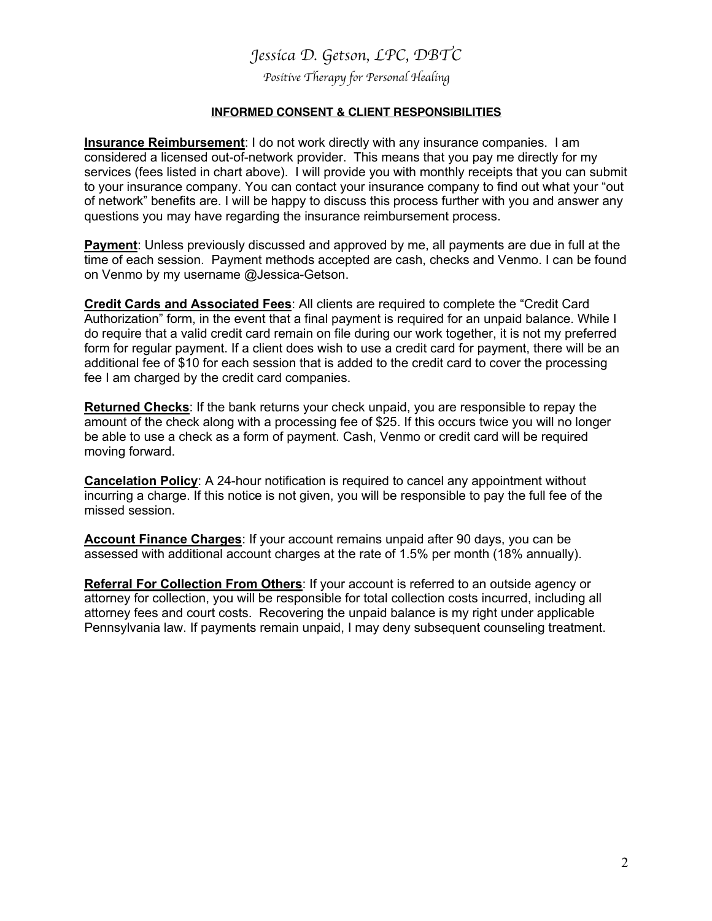*Jessica D. Getson, LPC, DBTC*

*Positive Therapy for Personal Healing*

**INFORMED CONSENT & CLIENT RESPONSIBILITIES**

**Insurance Reimbursement**: I do not work directly with any insurance companies. I am considered a licensed out-of-network provider. This means that you pay me directly for my services (fees listed in chart above). I will provide you with monthly receipts that you can submit to your insurance company. You can contact your insurance company to find out what your "out of network" benefits are. I will be happy to discuss this process further with you and answer any questions you may have regarding the insurance reimbursement process.

**Payment**: Unless previously discussed and approved by me, all payments are due in full at the time of each session. Payment methods accepted are cash, checks and Venmo. I can be found on Venmo by my username @Jessica-Getson.

**Credit Cards and Associated Fees**: All clients are required to complete the "Credit Card Authorization" form, in the event that a final payment is required for an unpaid balance. While I do require that a valid credit card remain on file during our work together, it is not my preferred form for regular payment. If a client does wish to use a credit card for payment, there will be an additional fee of $10 for each session that is added to the credit card to cover the processing fee I am charged by the credit card companies.

**Returned Checks**: If the bank returns your check unpaid, you are responsible to repay the amount of the check along with a processing fee of $25. If this occurs twice you will no longer be able to use a check as a form of payment. Cash, Venmo or credit card will be required moving forward.

**Cancelation Policy**: A 24-hour notification is required to cancel any appointment without incurring a charge. If this notice is not given, you will be responsible to pay the full fee of the missed session.

**Account Finance Charges**: If your account remains unpaid after 90 days, you can be assessed with additional account charges at the rate of 1.5% per month (18% annually).

**Referral For Collection From Others**: If your account is referred to an outside agency or attorney for collection, you will be responsible for total collection costs incurred, including all attorney fees and court costs. Recovering the unpaid balance is my right under applicable Pennsylvania law. If payments remain unpaid, I may deny subsequent counseling treatment.